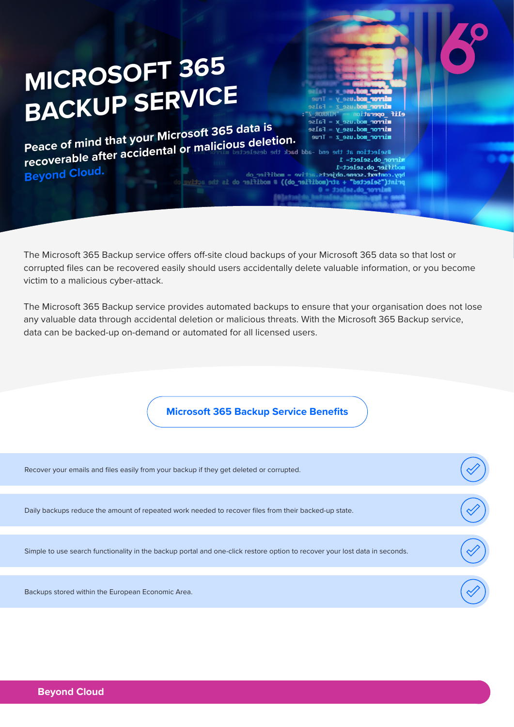# MICROSOFT 365 BACKUP SERVICE

**Peace of mind that your Microsoft 365 data is recoverable after accidental or malicious deletion.**

**Beyond Cloud.**

The Microsoft 365 Backup service offers off-site cloud backups of your Microsoft 365 data so that lost or corrupted files can be recovered easily should users accidentally delete valuable information, or you become victim to a malicious cyber-attack.

The Microsoft 365 Backup service provides automated backups to ensure that your organisation does not lose any valuable data through accidental deletion or malicious threats. With the Microsoft 365 Backup service, data can be backed-up on-demand or automated for all licensed users.

## Microsoft 365 Backup Service Benefits

- Recover your emails and files easily from your backup if they get deleted or corrupted.
- Daily backups reduce the amount of repeated work needed to recover files from their backed-up state.
- Simple to use search functionality in the backup portal and one-click restore option to recover your lost data in seconds.
- Backups stored within the European Economic Area.

**Beyond Cloud**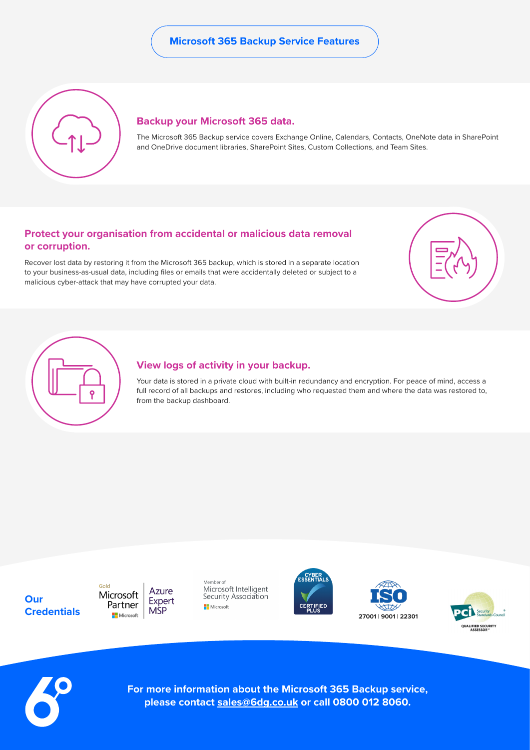# Microsoft 365 Backup Service Features

## Backup your Microsoft 365 data.

The Microsoft 365 Backup service covers Exchange Online, Calendars, Contacts, OneNote data in SharePoint and OneDrive document libraries, SharePoint Sites, Custom Collections, and Team Sites.

## Protect your organisation from accidental or malicious data removal or corruption.

Recover lost data by restoring it from the Microsoft 365 backup, which is stored in a separate location to your business-as-usual data, including files or emails that were accidentally deleted or subject to a malicious cyber-attack that may have corrupted your data.

## View logs of activity in your backup.

Your data is stored in a private cloud with built-in redundancy and encryption. For peace of mind, access a full record of all backups and restores, including who requested them and where the data was restored to, from the backup dashboard.

## Our Credentials

Gold Microsoft Partner | Azure Expert MSP

Member of Microsoft Intelligent Security Association

Cyber Essentials Certified Plus

ISO 27001 | 9001 | 22301

PCI Security Standards Council Qualified Security Assessor

**For more information about the Microsoft 365 Backup service, please contact sales@6dg.co.uk or call 0800 012 8060.**